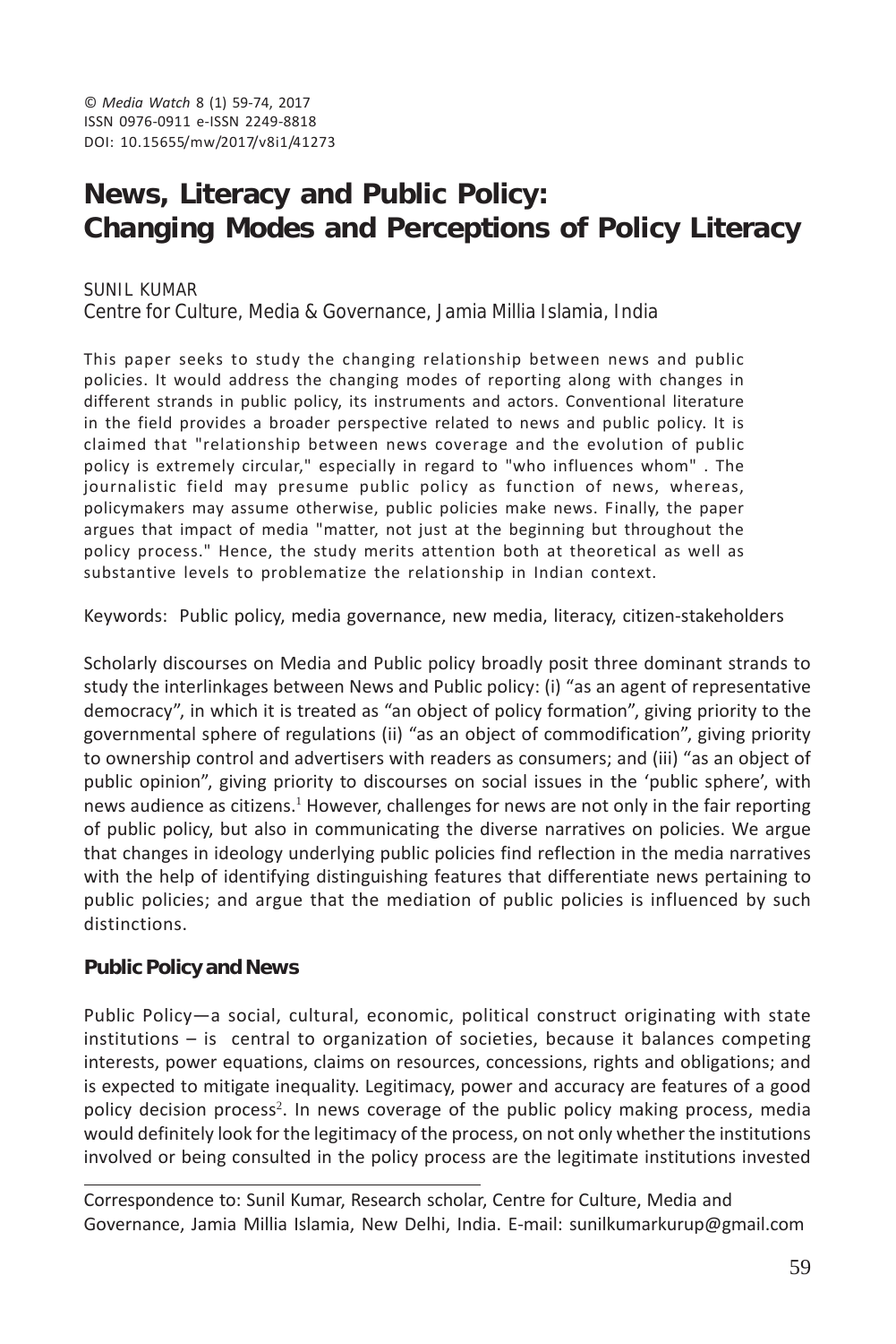© *Media Watch* 8 (1) 59-74, 2017
ISSN 0976-0911 e-ISSN 2249-8818
DOI: 10.15655/mw/2017/v8i1/41273

# News, Literacy and Public Policy: Changing Modes and Perceptions of Policy Literacy

SUNIL KUMAR
Centre for Culture, Media & Governance, Jamia Millia Islamia, India

This paper seeks to study the changing relationship between news and public policies. It would address the changing modes of reporting along with changes in different strands in public policy, its instruments and actors. Conventional literature in the field provides a broader perspective related to news and public policy. It is claimed that "relationship between news coverage and the evolution of public policy is extremely circular," especially in regard to "who influences whom" . The journalistic field may presume public policy as function of news, whereas, policymakers may assume otherwise, public policies make news. Finally, the paper argues that impact of media "matter, not just at the beginning but throughout the policy process." Hence, the study merits attention both at theoretical as well as substantive levels to problematize the relationship in Indian context.

Keywords: Public policy, media governance, new media, literacy, citizen-stakeholders

Scholarly discourses on Media and Public policy broadly posit three dominant strands to study the interlinkages between News and Public policy: (i) "as an agent of representative democracy", in which it is treated as "an object of policy formation", giving priority to the governmental sphere of regulations (ii) "as an object of commodification", giving priority to ownership control and advertisers with readers as consumers; and (iii) "as an object of public opinion", giving priority to discourses on social issues in the 'public sphere', with news audience as citizens.[1] However, challenges for news are not only in the fair reporting of public policy, but also in communicating the diverse narratives on policies. We argue that changes in ideology underlying public policies find reflection in the media narratives with the help of identifying distinguishing features that differentiate news pertaining to public policies; and argue that the mediation of public policies is influenced by such distinctions.

## Public Policy and News

Public Policy—a social, cultural, economic, political construct originating with state institutions – is central to organization of societies, because it balances competing interests, power equations, claims on resources, concessions, rights and obligations; and is expected to mitigate inequality. Legitimacy, power and accuracy are features of a good policy decision process[2]. In news coverage of the public policy making process, media would definitely look for the legitimacy of the process, on not only whether the institutions involved or being consulted in the policy process are the legitimate institutions invested

Correspondence to: Sunil Kumar, Research scholar, Centre for Culture, Media and Governance, Jamia Millia Islamia, New Delhi, India. E-mail: sunilkumarkurup@gmail.com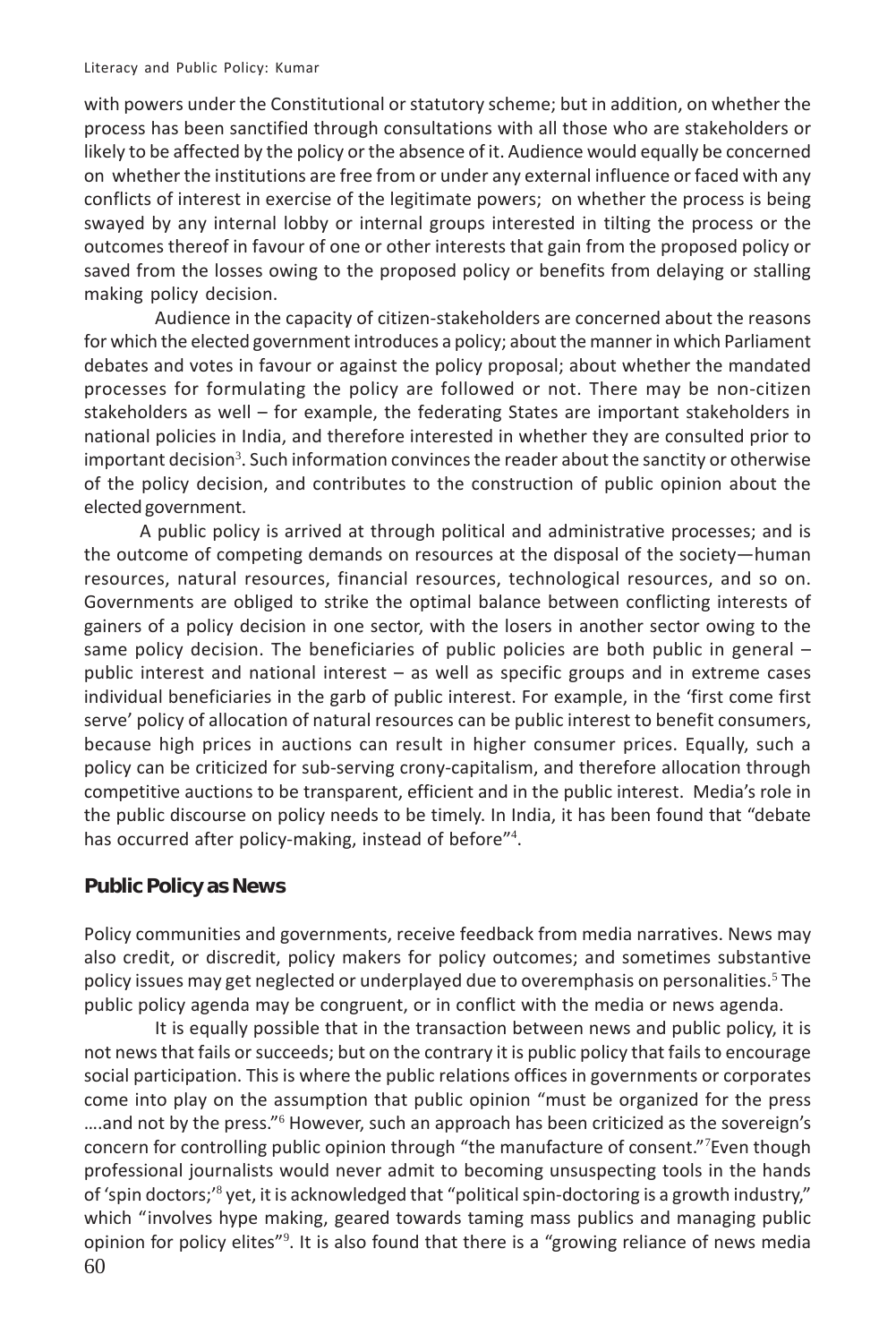with powers under the Constitutional or statutory scheme; but in addition, on whether the process has been sanctified through consultations with all those who are stakeholders or likely to be affected by the policy or the absence of it. Audience would equally be concerned on whether the institutions are free from or under any external influence or faced with any conflicts of interest in exercise of the legitimate powers; on whether the process is being swayed by any internal lobby or internal groups interested in tilting the process or the outcomes thereof in favour of one or other interests that gain from the proposed policy or saved from the losses owing to the proposed policy or benefits from delaying or stalling making policy decision.

Audience in the capacity of citizen-stakeholders are concerned about the reasons for which the elected government introduces a policy; about the manner in which Parliament debates and votes in favour or against the policy proposal; about whether the mandated processes for formulating the policy are followed or not. There may be non-citizen stakeholders as well – for example, the federating States are important stakeholders in national policies in India, and therefore interested in whether they are consulted prior to important decision[3]. Such information convinces the reader about the sanctity or otherwise of the policy decision, and contributes to the construction of public opinion about the elected government.

A public policy is arrived at through political and administrative processes; and is the outcome of competing demands on resources at the disposal of the society—human resources, natural resources, financial resources, technological resources, and so on. Governments are obliged to strike the optimal balance between conflicting interests of gainers of a policy decision in one sector, with the losers in another sector owing to the same policy decision. The beneficiaries of public policies are both public in general – public interest and national interest – as well as specific groups and in extreme cases individual beneficiaries in the garb of public interest. For example, in the 'first come first serve' policy of allocation of natural resources can be public interest to benefit consumers, because high prices in auctions can result in higher consumer prices. Equally, such a policy can be criticized for sub-serving crony-capitalism, and therefore allocation through competitive auctions to be transparent, efficient and in the public interest. Media's role in the public discourse on policy needs to be timely. In India, it has been found that "debate has occurred after policy-making, instead of before"[4].

## Public Policy as News

Policy communities and governments, receive feedback from media narratives. News may also credit, or discredit, policy makers for policy outcomes; and sometimes substantive policy issues may get neglected or underplayed due to overemphasis on personalities.[5] The public policy agenda may be congruent, or in conflict with the media or news agenda.

It is equally possible that in the transaction between news and public policy, it is not news that fails or succeeds; but on the contrary it is public policy that fails to encourage social participation. This is where the public relations offices in governments or corporates come into play on the assumption that public opinion "must be organized for the press ….and not by the press."[6] However, such an approach has been criticized as the sovereign's concern for controlling public opinion through "the manufacture of consent."[7]Even though professional journalists would never admit to becoming unsuspecting tools in the hands of 'spin doctors;'[8] yet, it is acknowledged that "political spin-doctoring is a growth industry," which "involves hype making, geared towards taming mass publics and managing public opinion for policy elites"[9]. It is also found that there is a "growing reliance of news media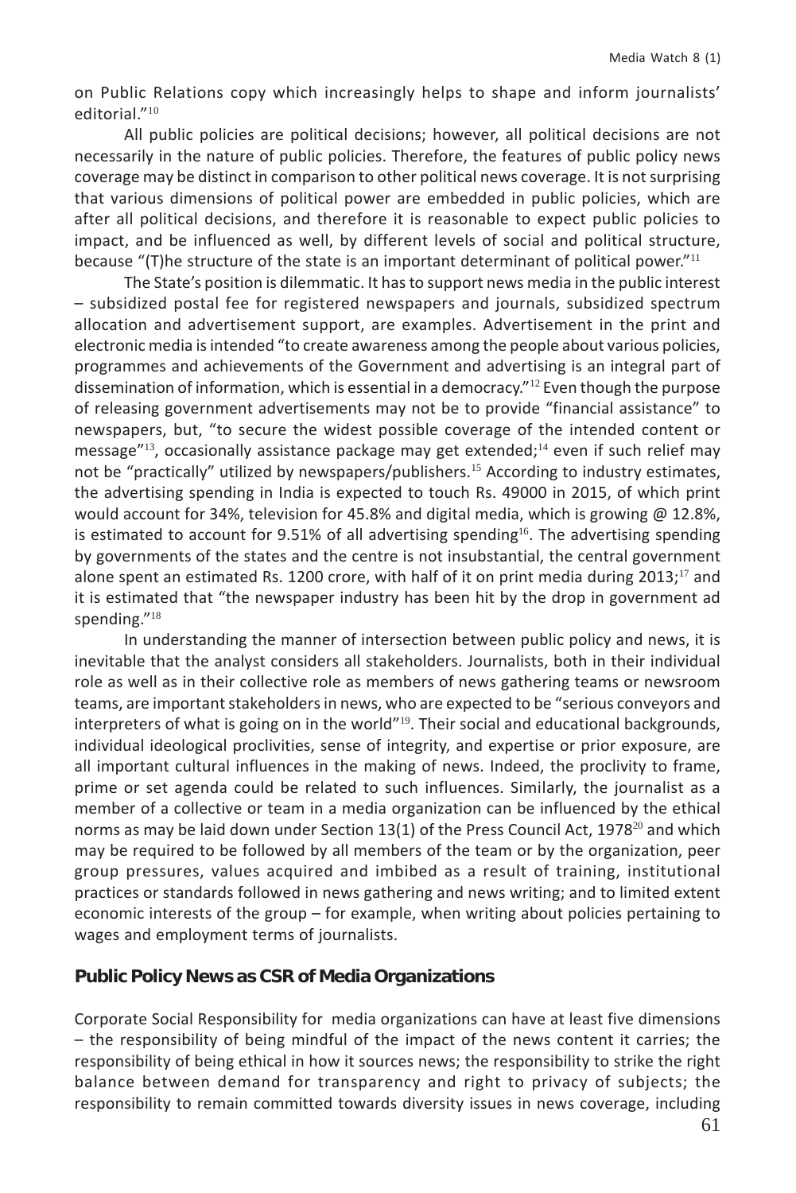on Public Relations copy which increasingly helps to shape and inform journalists' editorial."[10]

All public policies are political decisions; however, all political decisions are not necessarily in the nature of public policies. Therefore, the features of public policy news coverage may be distinct in comparison to other political news coverage. It is not surprising that various dimensions of political power are embedded in public policies, which are after all political decisions, and therefore it is reasonable to expect public policies to impact, and be influenced as well, by different levels of social and political structure, because "(T)he structure of the state is an important determinant of political power."[11]

The State's position is dilemmatic. It has to support news media in the public interest – subsidized postal fee for registered newspapers and journals, subsidized spectrum allocation and advertisement support, are examples. Advertisement in the print and electronic media is intended "to create awareness among the people about various policies, programmes and achievements of the Government and advertising is an integral part of dissemination of information, which is essential in a democracy."[12] Even though the purpose of releasing government advertisements may not be to provide "financial assistance" to newspapers, but, "to secure the widest possible coverage of the intended content or message"[13], occasionally assistance package may get extended;[14] even if such relief may not be "practically" utilized by newspapers/publishers.[15] According to industry estimates, the advertising spending in India is expected to touch Rs. 49000 in 2015, of which print would account for 34%, television for 45.8% and digital media, which is growing @ 12.8%, is estimated to account for 9.51% of all advertising spending[16]. The advertising spending by governments of the states and the centre is not insubstantial, the central government alone spent an estimated Rs. 1200 crore, with half of it on print media during 2013;[17] and it is estimated that "the newspaper industry has been hit by the drop in government ad spending."[18]

In understanding the manner of intersection between public policy and news, it is inevitable that the analyst considers all stakeholders. Journalists, both in their individual role as well as in their collective role as members of news gathering teams or newsroom teams, are important stakeholders in news, who are expected to be "serious conveyors and interpreters of what is going on in the world"[19]. Their social and educational backgrounds, individual ideological proclivities, sense of integrity, and expertise or prior exposure, are all important cultural influences in the making of news. Indeed, the proclivity to frame, prime or set agenda could be related to such influences. Similarly, the journalist as a member of a collective or team in a media organization can be influenced by the ethical norms as may be laid down under Section 13(1) of the Press Council Act, 1978[20] and which may be required to be followed by all members of the team or by the organization, peer group pressures, values acquired and imbibed as a result of training, institutional practices or standards followed in news gathering and news writing; and to limited extent economic interests of the group – for example, when writing about policies pertaining to wages and employment terms of journalists.

## Public Policy News as CSR of Media Organizations

Corporate Social Responsibility for media organizations can have at least five dimensions – the responsibility of being mindful of the impact of the news content it carries; the responsibility of being ethical in how it sources news; the responsibility to strike the right balance between demand for transparency and right to privacy of subjects; the responsibility to remain committed towards diversity issues in news coverage, including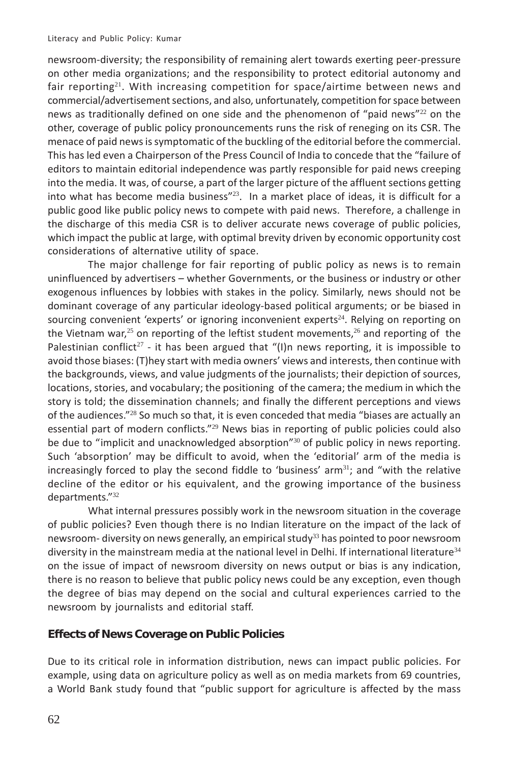newsroom-diversity; the responsibility of remaining alert towards exerting peer-pressure on other media organizations; and the responsibility to protect editorial autonomy and fair reporting[21]. With increasing competition for space/airtime between news and commercial/advertisement sections, and also, unfortunately, competition for space between news as traditionally defined on one side and the phenomenon of "paid news"[22] on the other, coverage of public policy pronouncements runs the risk of reneging on its CSR. The menace of paid news is symptomatic of the buckling of the editorial before the commercial. This has led even a Chairperson of the Press Council of India to concede that the "failure of editors to maintain editorial independence was partly responsible for paid news creeping into the media. It was, of course, a part of the larger picture of the affluent sections getting into what has become media business"[23]. In a market place of ideas, it is difficult for a public good like public policy news to compete with paid news. Therefore, a challenge in the discharge of this media CSR is to deliver accurate news coverage of public policies, which impact the public at large, with optimal brevity driven by economic opportunity cost considerations of alternative utility of space.

The major challenge for fair reporting of public policy as news is to remain uninfluenced by advertisers – whether Governments, or the business or industry or other exogenous influences by lobbies with stakes in the policy. Similarly, news should not be dominant coverage of any particular ideology-based political arguments; or be biased in sourcing convenient 'experts' or ignoring inconvenient experts[24]. Relying on reporting on the Vietnam war,[25] on reporting of the leftist student movements,[26] and reporting of the Palestinian conflict[27] - it has been argued that "(I)n news reporting, it is impossible to avoid those biases: (T)hey start with media owners' views and interests, then continue with the backgrounds, views, and value judgments of the journalists; their depiction of sources, locations, stories, and vocabulary; the positioning of the camera; the medium in which the story is told; the dissemination channels; and finally the different perceptions and views of the audiences."[28] So much so that, it is even conceded that media "biases are actually an essential part of modern conflicts."[29] News bias in reporting of public policies could also be due to "implicit and unacknowledged absorption"[30] of public policy in news reporting. Such 'absorption' may be difficult to avoid, when the 'editorial' arm of the media is increasingly forced to play the second fiddle to 'business' arm[31]; and "with the relative decline of the editor or his equivalent, and the growing importance of the business departments."[32]

What internal pressures possibly work in the newsroom situation in the coverage of public policies? Even though there is no Indian literature on the impact of the lack of newsroom- diversity on news generally, an empirical study[33] has pointed to poor newsroom diversity in the mainstream media at the national level in Delhi. If international literature[34] on the issue of impact of newsroom diversity on news output or bias is any indication, there is no reason to believe that public policy news could be any exception, even though the degree of bias may depend on the social and cultural experiences carried to the newsroom by journalists and editorial staff.

## Effects of News Coverage on Public Policies

Due to its critical role in information distribution, news can impact public policies. For example, using data on agriculture policy as well as on media markets from 69 countries, a World Bank study found that "public support for agriculture is affected by the mass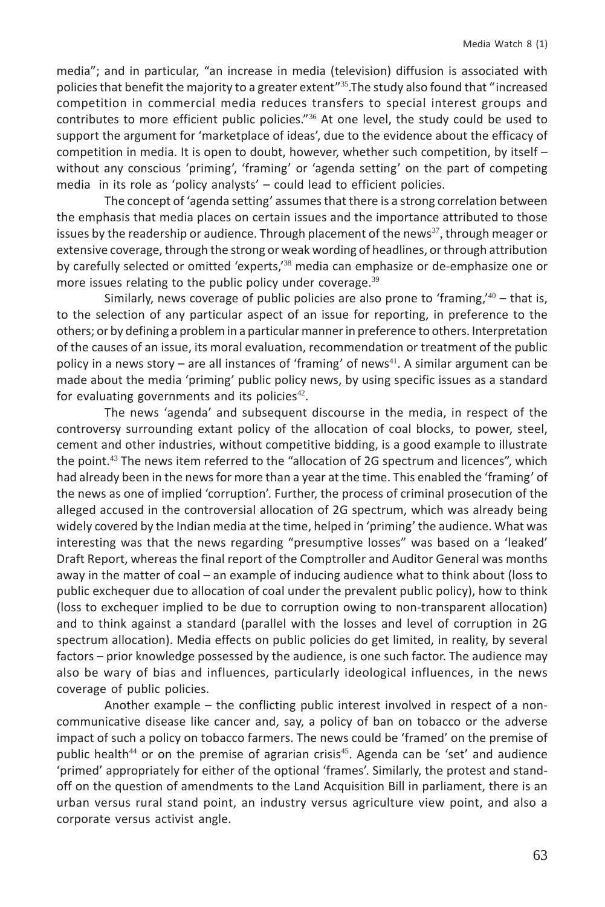media"; and in particular, "an increase in media (television) diffusion is associated with policies that benefit the majority to a greater extent"[35].The study also found that "increased competition in commercial media reduces transfers to special interest groups and contributes to more efficient public policies."[36] At one level, the study could be used to support the argument for 'marketplace of ideas', due to the evidence about the efficacy of competition in media. It is open to doubt, however, whether such competition, by itself – without any conscious 'priming', 'framing' or 'agenda setting' on the part of competing media in its role as 'policy analysts' – could lead to efficient policies.

The concept of 'agenda setting' assumes that there is a strong correlation between the emphasis that media places on certain issues and the importance attributed to those issues by the readership or audience. Through placement of the news[37], through meager or extensive coverage, through the strong or weak wording of headlines, or through attribution by carefully selected or omitted 'experts,'[38] media can emphasize or de-emphasize one or more issues relating to the public policy under coverage.[39]

Similarly, news coverage of public policies are also prone to 'framing,'[40] – that is, to the selection of any particular aspect of an issue for reporting, in preference to the others; or by defining a problem in a particular manner in preference to others. Interpretation of the causes of an issue, its moral evaluation, recommendation or treatment of the public policy in a news story – are all instances of 'framing' of news[41]. A similar argument can be made about the media 'priming' public policy news, by using specific issues as a standard for evaluating governments and its policies[42].

The news 'agenda' and subsequent discourse in the media, in respect of the controversy surrounding extant policy of the allocation of coal blocks, to power, steel, cement and other industries, without competitive bidding, is a good example to illustrate the point.[43] The news item referred to the "allocation of 2G spectrum and licences", which had already been in the news for more than a year at the time. This enabled the 'framing' of the news as one of implied 'corruption'. Further, the process of criminal prosecution of the alleged accused in the controversial allocation of 2G spectrum, which was already being widely covered by the Indian media at the time, helped in 'priming' the audience. What was interesting was that the news regarding "presumptive losses" was based on a 'leaked' Draft Report, whereas the final report of the Comptroller and Auditor General was months away in the matter of coal – an example of inducing audience what to think about (loss to public exchequer due to allocation of coal under the prevalent public policy), how to think (loss to exchequer implied to be due to corruption owing to non-transparent allocation) and to think against a standard (parallel with the losses and level of corruption in 2G spectrum allocation). Media effects on public policies do get limited, in reality, by several factors – prior knowledge possessed by the audience, is one such factor. The audience may also be wary of bias and influences, particularly ideological influences, in the news coverage of public policies.

Another example – the conflicting public interest involved in respect of a non-communicative disease like cancer and, say, a policy of ban on tobacco or the adverse impact of such a policy on tobacco farmers. The news could be 'framed' on the premise of public health[44] or on the premise of agrarian crisis[45]. Agenda can be 'set' and audience 'primed' appropriately for either of the optional 'frames'. Similarly, the protest and stand-off on the question of amendments to the Land Acquisition Bill in parliament, there is an urban versus rural stand point, an industry versus agriculture view point, and also a corporate versus activist angle.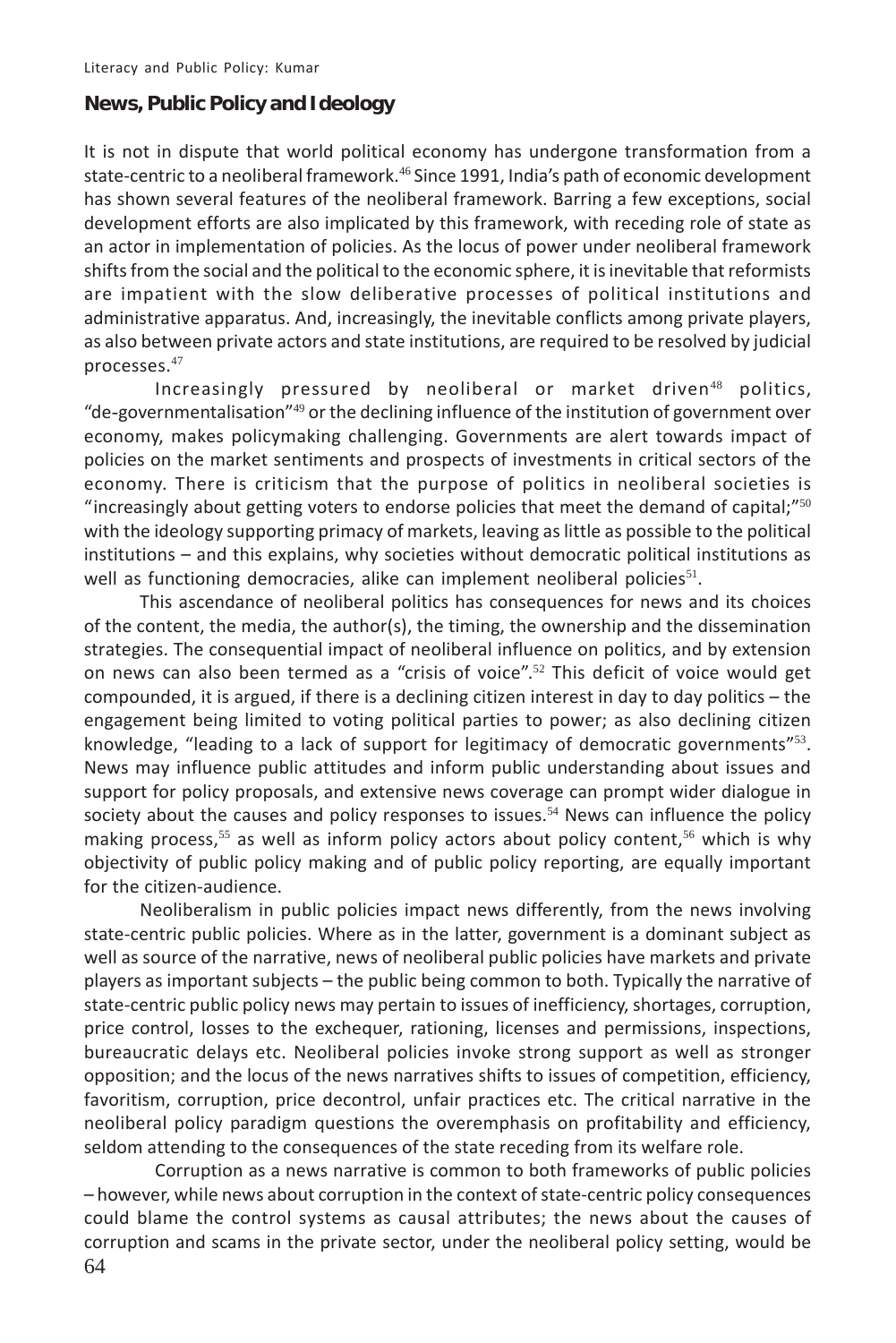## News, Public Policy and Ideology

It is not in dispute that world political economy has undergone transformation from a state-centric to a neoliberal framework.[46] Since 1991, India's path of economic development has shown several features of the neoliberal framework. Barring a few exceptions, social development efforts are also implicated by this framework, with receding role of state as an actor in implementation of policies. As the locus of power under neoliberal framework shifts from the social and the political to the economic sphere, it is inevitable that reformists are impatient with the slow deliberative processes of political institutions and administrative apparatus. And, increasingly, the inevitable conflicts among private players, as also between private actors and state institutions, are required to be resolved by judicial processes.[47]

Increasingly pressured by neoliberal or market driven[48] politics, "de-governmentalisation"[49] or the declining influence of the institution of government over economy, makes policymaking challenging. Governments are alert towards impact of policies on the market sentiments and prospects of investments in critical sectors of the economy. There is criticism that the purpose of politics in neoliberal societies is "increasingly about getting voters to endorse policies that meet the demand of capital;"[50] with the ideology supporting primacy of markets, leaving as little as possible to the political institutions – and this explains, why societies without democratic political institutions as well as functioning democracies, alike can implement neoliberal policies[51].

This ascendance of neoliberal politics has consequences for news and its choices of the content, the media, the author(s), the timing, the ownership and the dissemination strategies. The consequential impact of neoliberal influence on politics, and by extension on news can also been termed as a "crisis of voice".[52] This deficit of voice would get compounded, it is argued, if there is a declining citizen interest in day to day politics – the engagement being limited to voting political parties to power; as also declining citizen knowledge, "leading to a lack of support for legitimacy of democratic governments"[53]. News may influence public attitudes and inform public understanding about issues and support for policy proposals, and extensive news coverage can prompt wider dialogue in society about the causes and policy responses to issues.[54] News can influence the policy making process,[55] as well as inform policy actors about policy content,[56] which is why objectivity of public policy making and of public policy reporting, are equally important for the citizen-audience.

Neoliberalism in public policies impact news differently, from the news involving state-centric public policies. Where as in the latter, government is a dominant subject as well as source of the narrative, news of neoliberal public policies have markets and private players as important subjects – the public being common to both. Typically the narrative of state-centric public policy news may pertain to issues of inefficiency, shortages, corruption, price control, losses to the exchequer, rationing, licenses and permissions, inspections, bureaucratic delays etc. Neoliberal policies invoke strong support as well as stronger opposition; and the locus of the news narratives shifts to issues of competition, efficiency, favoritism, corruption, price decontrol, unfair practices etc. The critical narrative in the neoliberal policy paradigm questions the overemphasis on profitability and efficiency, seldom attending to the consequences of the state receding from its welfare role.

Corruption as a news narrative is common to both frameworks of public policies – however, while news about corruption in the context of state-centric policy consequences could blame the control systems as causal attributes; the news about the causes of corruption and scams in the private sector, under the neoliberal policy setting, would be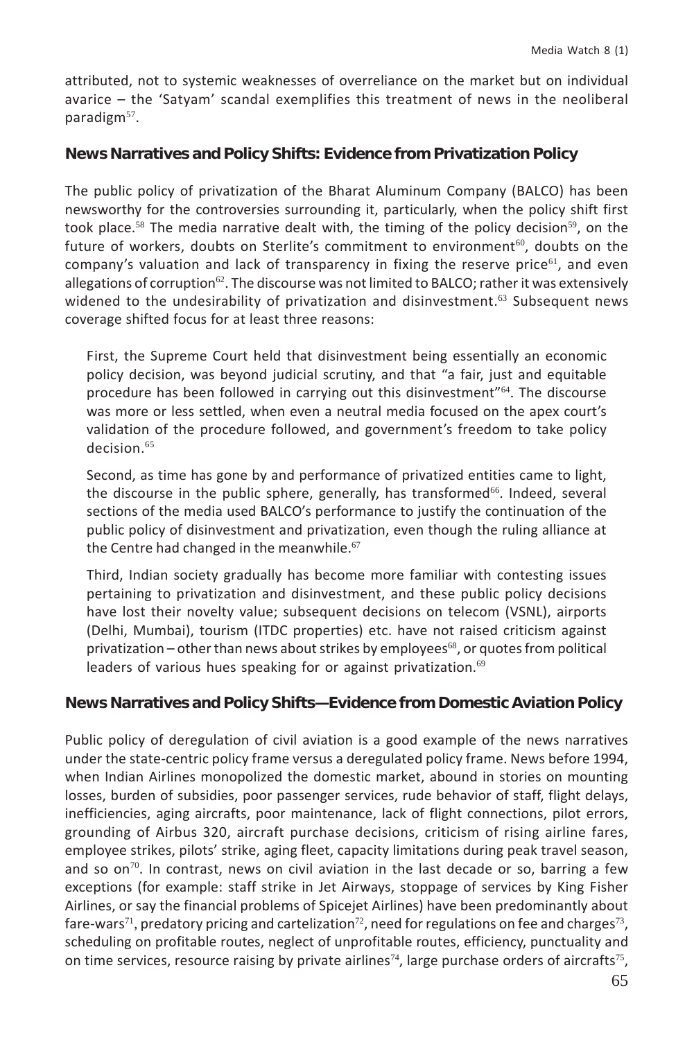attributed, not to systemic weaknesses of overreliance on the market but on individual avarice – the 'Satyam' scandal exemplifies this treatment of news in the neoliberal paradigm[57].

## News Narratives and Policy Shifts: Evidence from Privatization Policy

The public policy of privatization of the Bharat Aluminum Company (BALCO) has been newsworthy for the controversies surrounding it, particularly, when the policy shift first took place.[58] The media narrative dealt with, the timing of the policy decision[59], on the future of workers, doubts on Sterlite's commitment to environment[60], doubts on the company's valuation and lack of transparency in fixing the reserve price[61], and even allegations of corruption[62]. The discourse was not limited to BALCO; rather it was extensively widened to the undesirability of privatization and disinvestment.[63] Subsequent news coverage shifted focus for at least three reasons:

> First, the Supreme Court held that disinvestment being essentially an economic policy decision, was beyond judicial scrutiny, and that "a fair, just and equitable procedure has been followed in carrying out this disinvestment"[64]. The discourse was more or less settled, when even a neutral media focused on the apex court's validation of the procedure followed, and government's freedom to take policy decision.[65]
>
> Second, as time has gone by and performance of privatized entities came to light, the discourse in the public sphere, generally, has transformed[66]. Indeed, several sections of the media used BALCO's performance to justify the continuation of the public policy of disinvestment and privatization, even though the ruling alliance at the Centre had changed in the meanwhile.[67]
>
> Third, Indian society gradually has become more familiar with contesting issues pertaining to privatization and disinvestment, and these public policy decisions have lost their novelty value; subsequent decisions on telecom (VSNL), airports (Delhi, Mumbai), tourism (ITDC properties) etc. have not raised criticism against privatization – other than news about strikes by employees[68], or quotes from political leaders of various hues speaking for or against privatization.[69]

## News Narratives and Policy Shifts—Evidence from Domestic Aviation Policy

Public policy of deregulation of civil aviation is a good example of the news narratives under the state-centric policy frame versus a deregulated policy frame. News before 1994, when Indian Airlines monopolized the domestic market, abound in stories on mounting losses, burden of subsidies, poor passenger services, rude behavior of staff, flight delays, inefficiencies, aging aircrafts, poor maintenance, lack of flight connections, pilot errors, grounding of Airbus 320, aircraft purchase decisions, criticism of rising airline fares, employee strikes, pilots' strike, aging fleet, capacity limitations during peak travel season, and so on[70]. In contrast, news on civil aviation in the last decade or so, barring a few exceptions (for example: staff strike in Jet Airways, stoppage of services by King Fisher Airlines, or say the financial problems of Spicejet Airlines) have been predominantly about fare-wars[71], predatory pricing and cartelization[72], need for regulations on fee and charges[73], scheduling on profitable routes, neglect of unprofitable routes, efficiency, punctuality and on time services, resource raising by private airlines[74], large purchase orders of aircrafts[75],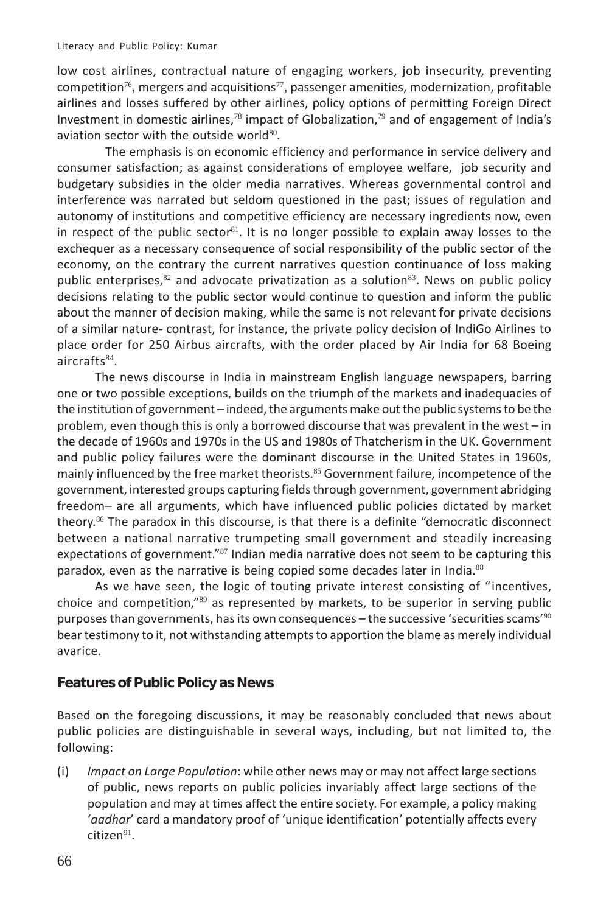low cost airlines, contractual nature of engaging workers, job insecurity, preventing competition[76], mergers and acquisitions[77], passenger amenities, modernization, profitable airlines and losses suffered by other airlines, policy options of permitting Foreign Direct Investment in domestic airlines,[78] impact of Globalization,[79] and of engagement of India's aviation sector with the outside world[80].

The emphasis is on economic efficiency and performance in service delivery and consumer satisfaction; as against considerations of employee welfare, job security and budgetary subsidies in the older media narratives. Whereas governmental control and interference was narrated but seldom questioned in the past; issues of regulation and autonomy of institutions and competitive efficiency are necessary ingredients now, even in respect of the public sector[81]. It is no longer possible to explain away losses to the exchequer as a necessary consequence of social responsibility of the public sector of the economy, on the contrary the current narratives question continuance of loss making public enterprises,[82] and advocate privatization as a solution[83]. News on public policy decisions relating to the public sector would continue to question and inform the public about the manner of decision making, while the same is not relevant for private decisions of a similar nature- contrast, for instance, the private policy decision of IndiGo Airlines to place order for 250 Airbus aircrafts, with the order placed by Air India for 68 Boeing aircrafts[84].

The news discourse in India in mainstream English language newspapers, barring one or two possible exceptions, builds on the triumph of the markets and inadequacies of the institution of government – indeed, the arguments make out the public systems to be the problem, even though this is only a borrowed discourse that was prevalent in the west – in the decade of 1960s and 1970s in the US and 1980s of Thatcherism in the UK. Government and public policy failures were the dominant discourse in the United States in 1960s, mainly influenced by the free market theorists.[85] Government failure, incompetence of the government, interested groups capturing fields through government, government abridging freedom– are all arguments, which have influenced public policies dictated by market theory.[86] The paradox in this discourse, is that there is a definite "democratic disconnect between a national narrative trumpeting small government and steadily increasing expectations of government."[87] Indian media narrative does not seem to be capturing this paradox, even as the narrative is being copied some decades later in India.[88]

As we have seen, the logic of touting private interest consisting of "incentives, choice and competition,"[89] as represented by markets, to be superior in serving public purposes than governments, has its own consequences – the successive 'securities scams'[90] bear testimony to it, not withstanding attempts to apportion the blame as merely individual avarice.

## Features of Public Policy as News

Based on the foregoing discussions, it may be reasonably concluded that news about public policies are distinguishable in several ways, including, but not limited to, the following:

(i) *Impact on Large Population*: while other news may or may not affect large sections of public, news reports on public policies invariably affect large sections of the population and may at times affect the entire society. For example, a policy making '*aadhar*' card a mandatory proof of 'unique identification' potentially affects every citizen[91].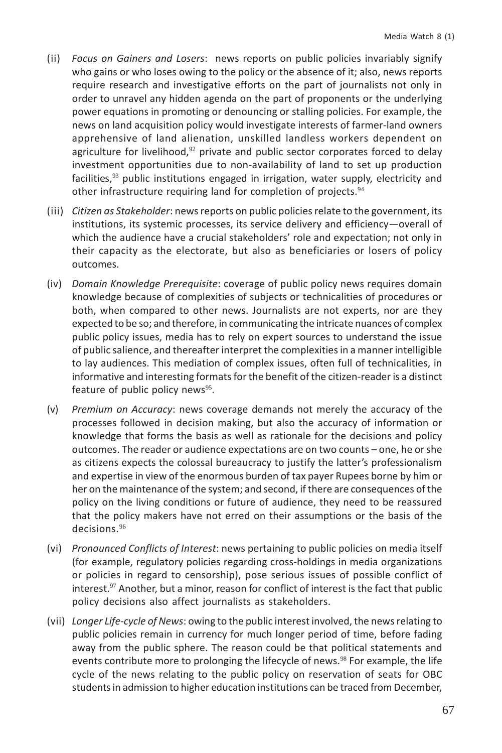(ii) *Focus on Gainers and Losers*: news reports on public policies invariably signify who gains or who loses owing to the policy or the absence of it; also, news reports require research and investigative efforts on the part of journalists not only in order to unravel any hidden agenda on the part of proponents or the underlying power equations in promoting or denouncing or stalling policies. For example, the news on land acquisition policy would investigate interests of farmer-land owners apprehensive of land alienation, unskilled landless workers dependent on agriculture for livelihood,[92] private and public sector corporates forced to delay investment opportunities due to non-availability of land to set up production facilities,[93] public institutions engaged in irrigation, water supply, electricity and other infrastructure requiring land for completion of projects.[94]

(iii) *Citizen as Stakeholder*: news reports on public policies relate to the government, its institutions, its systemic processes, its service delivery and efficiency—overall of which the audience have a crucial stakeholders' role and expectation; not only in their capacity as the electorate, but also as beneficiaries or losers of policy outcomes.

(iv) *Domain Knowledge Prerequisite*: coverage of public policy news requires domain knowledge because of complexities of subjects or technicalities of procedures or both, when compared to other news. Journalists are not experts, nor are they expected to be so; and therefore, in communicating the intricate nuances of complex public policy issues, media has to rely on expert sources to understand the issue of public salience, and thereafter interpret the complexities in a manner intelligible to lay audiences. This mediation of complex issues, often full of technicalities, in informative and interesting formats for the benefit of the citizen-reader is a distinct feature of public policy news[95].

(v) *Premium on Accuracy*: news coverage demands not merely the accuracy of the processes followed in decision making, but also the accuracy of information or knowledge that forms the basis as well as rationale for the decisions and policy outcomes. The reader or audience expectations are on two counts – one, he or she as citizens expects the colossal bureaucracy to justify the latter's professionalism and expertise in view of the enormous burden of tax payer Rupees borne by him or her on the maintenance of the system; and second, if there are consequences of the policy on the living conditions or future of audience, they need to be reassured that the policy makers have not erred on their assumptions or the basis of the decisions.[96]

(vi) *Pronounced Conflicts of Interest*: news pertaining to public policies on media itself (for example, regulatory policies regarding cross-holdings in media organizations or policies in regard to censorship), pose serious issues of possible conflict of interest.[97] Another, but a minor, reason for conflict of interest is the fact that public policy decisions also affect journalists as stakeholders.

(vii) *Longer Life-cycle of News*: owing to the public interest involved, the news relating to public policies remain in currency for much longer period of time, before fading away from the public sphere. The reason could be that political statements and events contribute more to prolonging the lifecycle of news.[98] For example, the life cycle of the news relating to the public policy on reservation of seats for OBC students in admission to higher education institutions can be traced from December,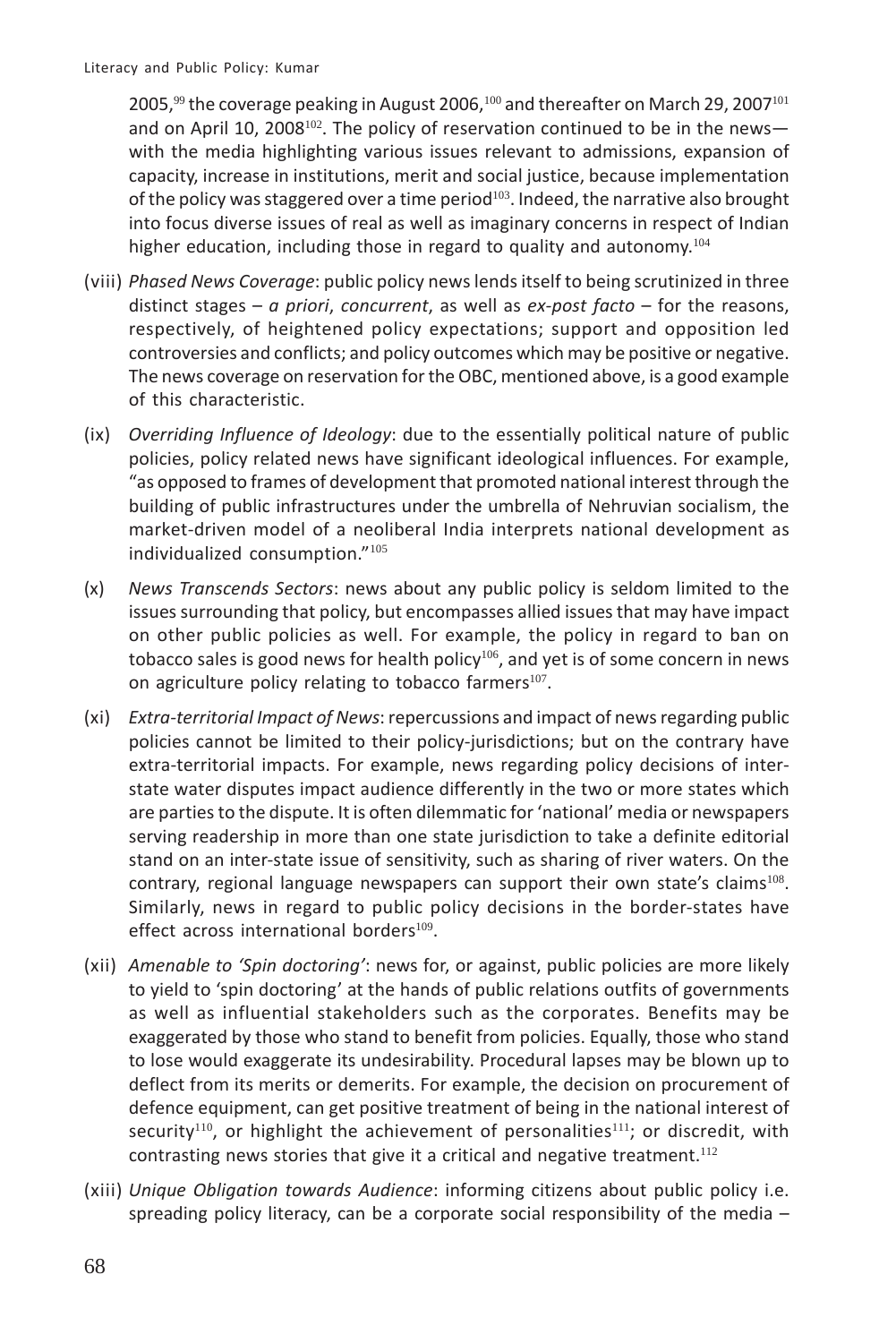2005,[99] the coverage peaking in August 2006,[100] and thereafter on March 29, 2007[101] and on April 10, 2008[102]. The policy of reservation continued to be in the news—with the media highlighting various issues relevant to admissions, expansion of capacity, increase in institutions, merit and social justice, because implementation of the policy was staggered over a time period[103]. Indeed, the narrative also brought into focus diverse issues of real as well as imaginary concerns in respect of Indian higher education, including those in regard to quality and autonomy.[104]

(viii) *Phased News Coverage*: public policy news lends itself to being scrutinized in three distinct stages – *a priori*, *concurrent*, as well as *ex-post facto* – for the reasons, respectively, of heightened policy expectations; support and opposition led controversies and conflicts; and policy outcomes which may be positive or negative. The news coverage on reservation for the OBC, mentioned above, is a good example of this characteristic.

(ix) *Overriding Influence of Ideology*: due to the essentially political nature of public policies, policy related news have significant ideological influences. For example, "as opposed to frames of development that promoted national interest through the building of public infrastructures under the umbrella of Nehruvian socialism, the market-driven model of a neoliberal India interprets national development as individualized consumption."[105]

(x) *News Transcends Sectors*: news about any public policy is seldom limited to the issues surrounding that policy, but encompasses allied issues that may have impact on other public policies as well. For example, the policy in regard to ban on tobacco sales is good news for health policy[106], and yet is of some concern in news on agriculture policy relating to tobacco farmers[107].

(xi) *Extra-territorial Impact of News*: repercussions and impact of news regarding public policies cannot be limited to their policy-jurisdictions; but on the contrary have extra-territorial impacts. For example, news regarding policy decisions of inter-state water disputes impact audience differently in the two or more states which are parties to the dispute. It is often dilemmatic for 'national' media or newspapers serving readership in more than one state jurisdiction to take a definite editorial stand on an inter-state issue of sensitivity, such as sharing of river waters. On the contrary, regional language newspapers can support their own state's claims[108]. Similarly, news in regard to public policy decisions in the border-states have effect across international borders[109].

(xii) *Amenable to 'Spin doctoring'*: news for, or against, public policies are more likely to yield to 'spin doctoring' at the hands of public relations outfits of governments as well as influential stakeholders such as the corporates. Benefits may be exaggerated by those who stand to benefit from policies. Equally, those who stand to lose would exaggerate its undesirability. Procedural lapses may be blown up to deflect from its merits or demerits. For example, the decision on procurement of defence equipment, can get positive treatment of being in the national interest of security[110], or highlight the achievement of personalities[111]; or discredit, with contrasting news stories that give it a critical and negative treatment.[112]

(xiii) *Unique Obligation towards Audience*: informing citizens about public policy i.e. spreading policy literacy, can be a corporate social responsibility of the media –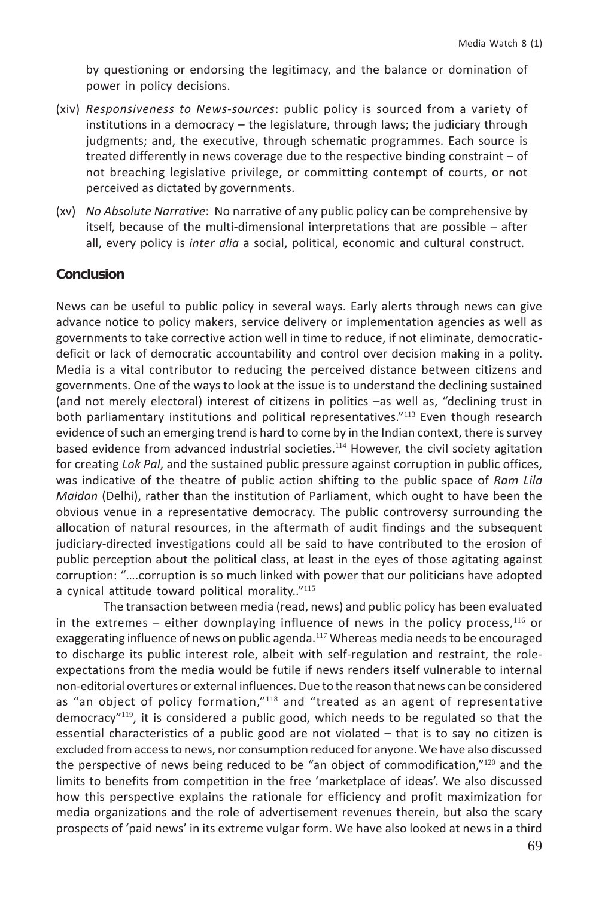by questioning or endorsing the legitimacy, and the balance or domination of power in policy decisions.

(xiv) *Responsiveness to News-sources*: public policy is sourced from a variety of institutions in a democracy – the legislature, through laws; the judiciary through judgments; and, the executive, through schematic programmes. Each source is treated differently in news coverage due to the respective binding constraint – of not breaching legislative privilege, or committing contempt of courts, or not perceived as dictated by governments.

(xv) *No Absolute Narrative*: No narrative of any public policy can be comprehensive by itself, because of the multi-dimensional interpretations that are possible – after all, every policy is *inter alia* a social, political, economic and cultural construct.

## Conclusion

News can be useful to public policy in several ways. Early alerts through news can give advance notice to policy makers, service delivery or implementation agencies as well as governments to take corrective action well in time to reduce, if not eliminate, democratic-deficit or lack of democratic accountability and control over decision making in a polity. Media is a vital contributor to reducing the perceived distance between citizens and governments. One of the ways to look at the issue is to understand the declining sustained (and not merely electoral) interest of citizens in politics –as well as, "declining trust in both parliamentary institutions and political representatives."[113] Even though research evidence of such an emerging trend is hard to come by in the Indian context, there is survey based evidence from advanced industrial societies.[114] However, the civil society agitation for creating *Lok Pal*, and the sustained public pressure against corruption in public offices, was indicative of the theatre of public action shifting to the public space of *Ram Lila Maidan* (Delhi), rather than the institution of Parliament, which ought to have been the obvious venue in a representative democracy. The public controversy surrounding the allocation of natural resources, in the aftermath of audit findings and the subsequent judiciary-directed investigations could all be said to have contributed to the erosion of public perception about the political class, at least in the eyes of those agitating against corruption: "….corruption is so much linked with power that our politicians have adopted a cynical attitude toward political morality.."[115]

The transaction between media (read, news) and public policy has been evaluated in the extremes – either downplaying influence of news in the policy process,[116] or exaggerating influence of news on public agenda.[117] Whereas media needs to be encouraged to discharge its public interest role, albeit with self-regulation and restraint, the role-expectations from the media would be futile if news renders itself vulnerable to internal non-editorial overtures or external influences. Due to the reason that news can be considered as "an object of policy formation,"[118] and "treated as an agent of representative democracy"[119], it is considered a public good, which needs to be regulated so that the essential characteristics of a public good are not violated – that is to say no citizen is excluded from access to news, nor consumption reduced for anyone. We have also discussed the perspective of news being reduced to be "an object of commodification,"[120] and the limits to benefits from competition in the free 'marketplace of ideas'. We also discussed how this perspective explains the rationale for efficiency and profit maximization for media organizations and the role of advertisement revenues therein, but also the scary prospects of 'paid news' in its extreme vulgar form. We have also looked at news in a third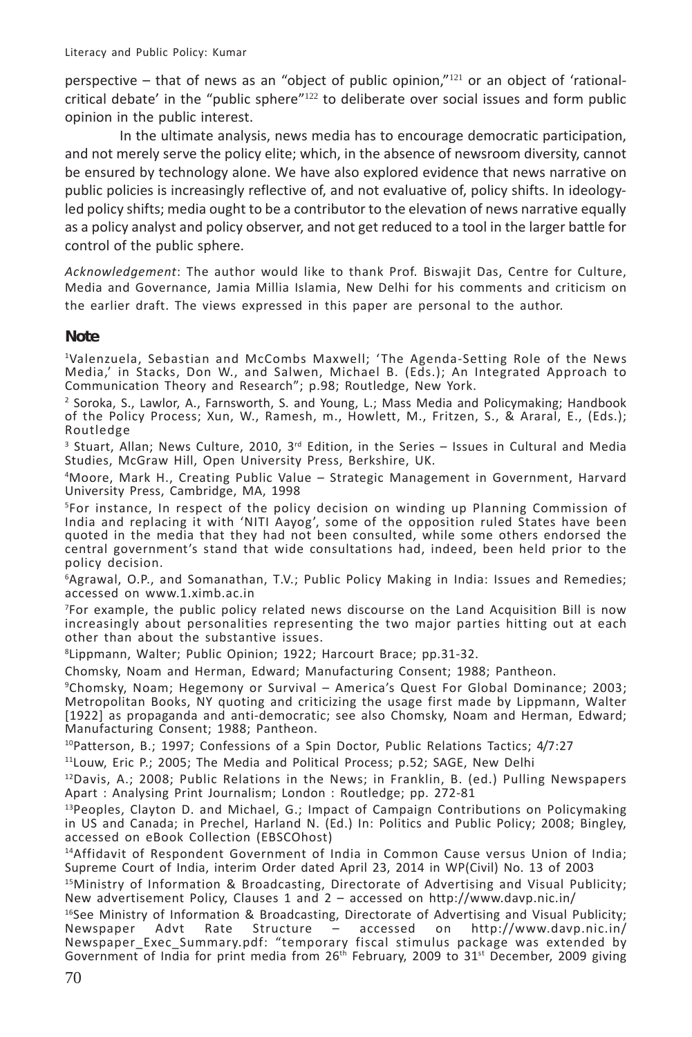perspective – that of news as an "object of public opinion,"[121] or an object of 'rational-critical debate' in the "public sphere"[122] to deliberate over social issues and form public opinion in the public interest.

In the ultimate analysis, news media has to encourage democratic participation, and not merely serve the policy elite; which, in the absence of newsroom diversity, cannot be ensured by technology alone. We have also explored evidence that news narrative on public policies is increasingly reflective of, and not evaluative of, policy shifts. In ideology-led policy shifts; media ought to be a contributor to the elevation of news narrative equally as a policy analyst and policy observer, and not get reduced to a tool in the larger battle for control of the public sphere.

*Acknowledgement*: The author would like to thank Prof. Biswajit Das, Centre for Culture, Media and Governance, Jamia Millia Islamia, New Delhi for his comments and criticism on the earlier draft. The views expressed in this paper are personal to the author.

## Note

[1]Valenzuela, Sebastian and McCombs Maxwell; 'The Agenda-Setting Role of the News Media,' in Stacks, Don W., and Salwen, Michael B. (Eds.); An Integrated Approach to Communication Theory and Research"; p.98; Routledge, New York.

[2] Soroka, S., Lawlor, A., Farnsworth, S. and Young, L.; Mass Media and Policymaking; Handbook of the Policy Process; Xun, W., Ramesh, m., Howlett, M., Fritzen, S., & Araral, E., (Eds.); Routledge

[3] Stuart, Allan; News Culture, 2010, 3rd Edition, in the Series – Issues in Cultural and Media Studies, McGraw Hill, Open University Press, Berkshire, UK.

[4]Moore, Mark H., Creating Public Value – Strategic Management in Government, Harvard University Press, Cambridge, MA, 1998

[5]For instance, In respect of the policy decision on winding up Planning Commission of India and replacing it with 'NITI Aayog', some of the opposition ruled States have been quoted in the media that they had not been consulted, while some others endorsed the central government's stand that wide consultations had, indeed, been held prior to the policy decision.

[6]Agrawal, O.P., and Somanathan, T.V.; Public Policy Making in India: Issues and Remedies; accessed on www.1.ximb.ac.in

[7]For example, the public policy related news discourse on the Land Acquisition Bill is now increasingly about personalities representing the two major parties hitting out at each other than about the substantive issues.

[8]Lippmann, Walter; Public Opinion; 1922; Harcourt Brace; pp.31-32.

Chomsky, Noam and Herman, Edward; Manufacturing Consent; 1988; Pantheon.

[9]Chomsky, Noam; Hegemony or Survival – America's Quest For Global Dominance; 2003; Metropolitan Books, NY quoting and criticizing the usage first made by Lippmann, Walter [1922] as propaganda and anti-democratic; see also Chomsky, Noam and Herman, Edward; Manufacturing Consent; 1988; Pantheon.

[10]Patterson, B.; 1997; Confessions of a Spin Doctor, Public Relations Tactics; 4/7:27

[11]Louw, Eric P.; 2005; The Media and Political Process; p.52; SAGE, New Delhi

[12]Davis, A.; 2008; Public Relations in the News; in Franklin, B. (ed.) Pulling Newspapers Apart : Analysing Print Journalism; London : Routledge; pp. 272-81

[13]Peoples, Clayton D. and Michael, G.; Impact of Campaign Contributions on Policymaking in US and Canada; in Prechel, Harland N. (Ed.) In: Politics and Public Policy; 2008; Bingley, accessed on eBook Collection (EBSCOhost)

[14]Affidavit of Respondent Government of India in Common Cause versus Union of India; Supreme Court of India, interim Order dated April 23, 2014 in WP(Civil) No. 13 of 2003

[15]Ministry of Information & Broadcasting, Directorate of Advertising and Visual Publicity; New advertisement Policy, Clauses 1 and 2 – accessed on http://www.davp.nic.in/

[16]See Ministry of Information & Broadcasting, Directorate of Advertising and Visual Publicity; Newspaper Advt Rate Structure – accessed on http://www.davp.nic.in/Newspaper_Exec_Summary.pdf: "temporary fiscal stimulus package was extended by Government of India for print media from 26th February, 2009 to 31st December, 2009 giving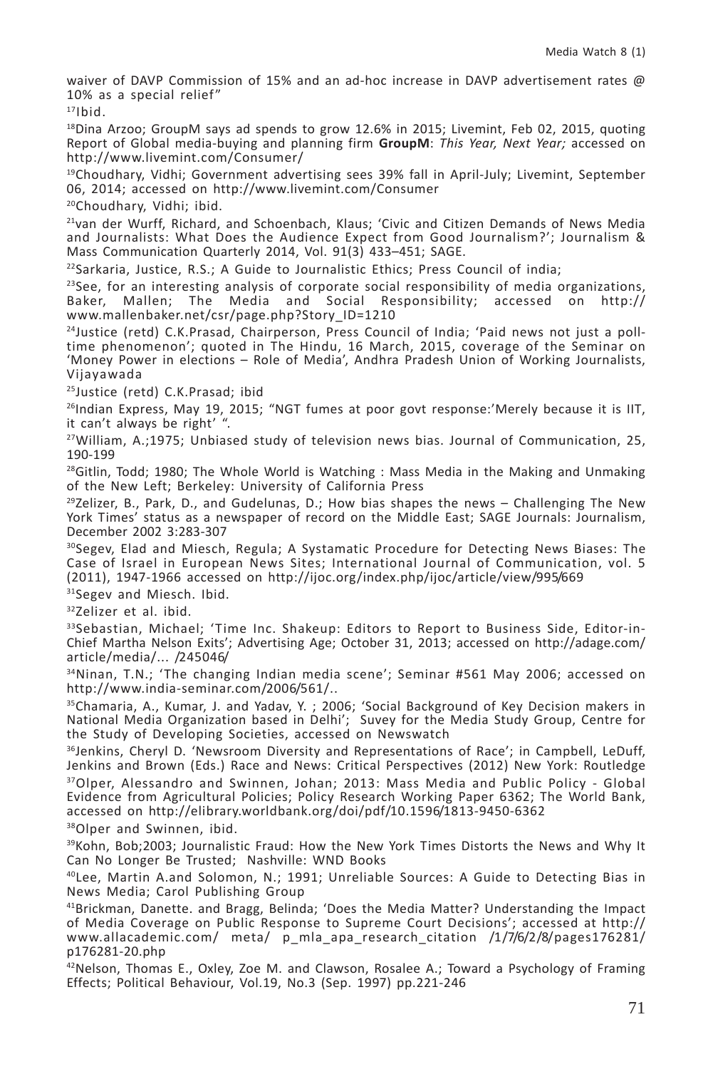waiver of DAVP Commission of 15% and an ad-hoc increase in DAVP advertisement rates @ 10% as a special relief"

[17]Ibid.

[18]Dina Arzoo; GroupM says ad spends to grow 12.6% in 2015; Livemint, Feb 02, 2015, quoting Report of Global media-buying and planning firm **GroupM**: *This Year, Next Year;* accessed on http://www.livemint.com/Consumer/

[19]Choudhary, Vidhi; Government advertising sees 39% fall in April-July; Livemint, September 06, 2014; accessed on http://www.livemint.com/Consumer

[20]Choudhary, Vidhi; ibid.

[21]van der Wurff, Richard, and Schoenbach, Klaus; 'Civic and Citizen Demands of News Media and Journalists: What Does the Audience Expect from Good Journalism?'; Journalism & Mass Communication Quarterly 2014, Vol. 91(3) 433–451; SAGE.

[22]Sarkaria, Justice, R.S.; A Guide to Journalistic Ethics; Press Council of india;

[23]See, for an interesting analysis of corporate social responsibility of media organizations, Baker, Mallen; The Media and Social Responsibility; accessed on http://www.mallenbaker.net/csr/page.php?Story_ID=1210

[24]Justice (retd) C.K.Prasad, Chairperson, Press Council of India; 'Paid news not just a poll-time phenomenon'; quoted in The Hindu, 16 March, 2015, coverage of the Seminar on 'Money Power in elections – Role of Media', Andhra Pradesh Union of Working Journalists, Vijayawada

[25]Justice (retd) C.K.Prasad; ibid

[26]Indian Express, May 19, 2015; "NGT fumes at poor govt response:'Merely because it is IIT, it can't always be right' ".

[27]William, A.;1975; Unbiased study of television news bias. Journal of Communication, 25, 190-199

[28]Gitlin, Todd; 1980; The Whole World is Watching : Mass Media in the Making and Unmaking of the New Left; Berkeley: University of California Press

[29]Zelizer, B., Park, D., and Gudelunas, D.; How bias shapes the news – Challenging The New York Times' status as a newspaper of record on the Middle East; SAGE Journals: Journalism, December 2002 3:283-307

[30]Segev, Elad and Miesch, Regula; A Systamatic Procedure for Detecting News Biases: The Case of Israel in European News Sites; International Journal of Communication, vol. 5 (2011), 1947-1966 accessed on http://ijoc.org/index.php/ijoc/article/view/995/669

[31]Segev and Miesch. Ibid.

[32]Zelizer et al. ibid.

[33]Sebastian, Michael; 'Time Inc. Shakeup: Editors to Report to Business Side, Editor-in-Chief Martha Nelson Exits'; Advertising Age; October 31, 2013; accessed on http://adage.com/article/media/... /245046/

[34]Ninan, T.N.; 'The changing Indian media scene'; Seminar #561 May 2006; accessed on http://www.india-seminar.com/2006/561/..

[35]Chamaria, A., Kumar, J. and Yadav, Y. ; 2006; 'Social Background of Key Decision makers in National Media Organization based in Delhi'; Suvey for the Media Study Group, Centre for the Study of Developing Societies, accessed on Newswatch

[36]Jenkins, Cheryl D. 'Newsroom Diversity and Representations of Race'; in Campbell, LeDuff, Jenkins and Brown (Eds.) Race and News: Critical Perspectives (2012) New York: Routledge

[37]Olper, Alessandro and Swinnen, Johan; 2013: Mass Media and Public Policy - Global Evidence from Agricultural Policies; Policy Research Working Paper 6362; The World Bank, accessed on http://elibrary.worldbank.org/doi/pdf/10.1596/1813-9450-6362

[38]Olper and Swinnen, ibid.

[39]Kohn, Bob;2003; Journalistic Fraud: How the New York Times Distorts the News and Why It Can No Longer Be Trusted; Nashville: WND Books

[40]Lee, Martin A.and Solomon, N.; 1991; Unreliable Sources: A Guide to Detecting Bias in News Media; Carol Publishing Group

[41]Brickman, Danette. and Bragg, Belinda; 'Does the Media Matter? Understanding the Impact of Media Coverage on Public Response to Supreme Court Decisions'; accessed at http://www.allacademic.com/ meta/ p_mla_apa_research_citation /1/7/6/2/8/pages176281/p176281-20.php

[42]Nelson, Thomas E., Oxley, Zoe M. and Clawson, Rosalee A.; Toward a Psychology of Framing Effects; Political Behaviour, Vol.19, No.3 (Sep. 1997) pp.221-246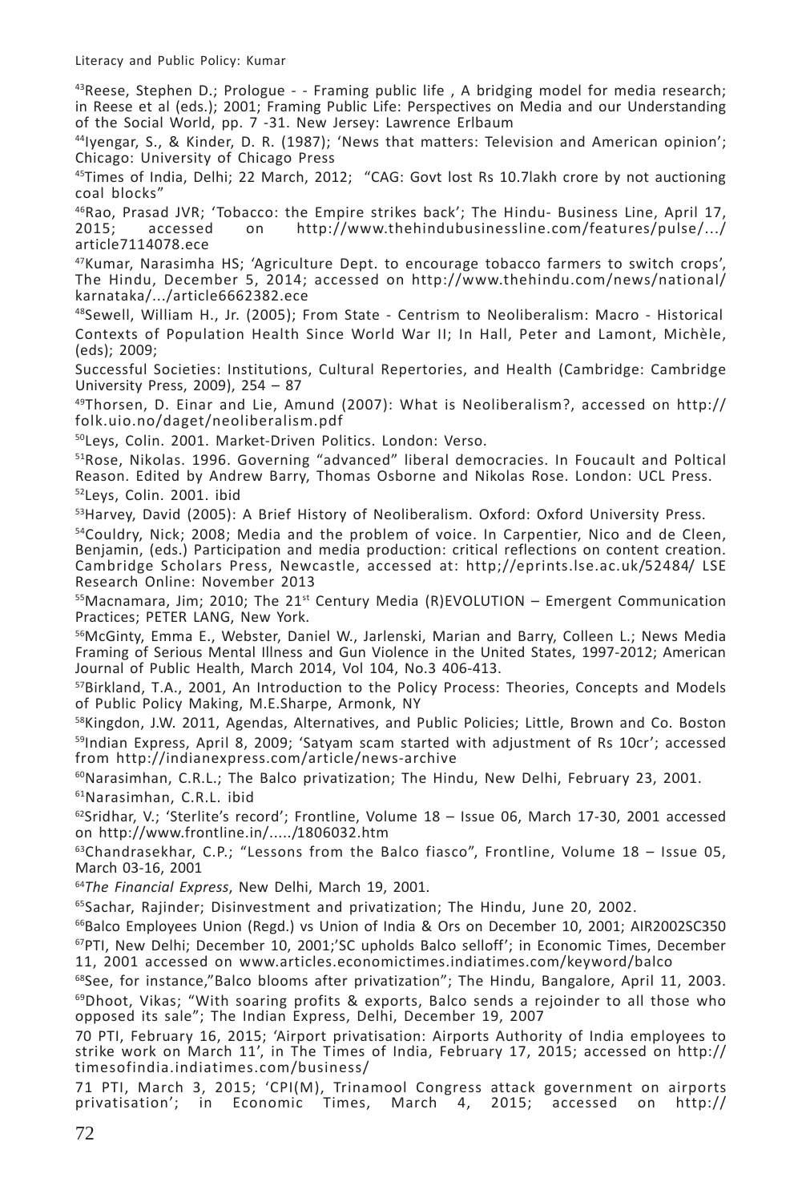[43]Reese, Stephen D.; Prologue - - Framing public life , A bridging model for media research; in Reese et al (eds.); 2001; Framing Public Life: Perspectives on Media and our Understanding of the Social World, pp. 7 -31. New Jersey: Lawrence Erlbaum

[44]Iyengar, S., & Kinder, D. R. (1987); 'News that matters: Television and American opinion'; Chicago: University of Chicago Press

[45]Times of India, Delhi; 22 March, 2012; "CAG: Govt lost Rs 10.7lakh crore by not auctioning coal blocks"

[46]Rao, Prasad JVR; 'Tobacco: the Empire strikes back'; The Hindu- Business Line, April 17, 2015; accessed on http://www.thehindubusinessline.com/features/pulse/.../article7114078.ece

[47]Kumar, Narasimha HS; 'Agriculture Dept. to encourage tobacco farmers to switch crops', The Hindu, December 5, 2014; accessed on http://www.thehindu.com/news/national/karnataka/.../article6662382.ece

[48]Sewell, William H., Jr. (2005); From State - Centrism to Neoliberalism: Macro - Historical Contexts of Population Health Since World War II; In Hall, Peter and Lamont, Michèle, (eds); 2009;

Successful Societies: Institutions, Cultural Repertories, and Health (Cambridge: Cambridge University Press, 2009), 254 – 87

[49]Thorsen, D. Einar and Lie, Amund (2007): What is Neoliberalism?, accessed on http://folk.uio.no/daget/neoliberalism.pdf

[50]Leys, Colin. 2001. Market-Driven Politics. London: Verso.

[51]Rose, Nikolas. 1996. Governing "advanced" liberal democracies. In Foucault and Poltical Reason. Edited by Andrew Barry, Thomas Osborne and Nikolas Rose. London: UCL Press.

[52]Leys, Colin. 2001. ibid

[53]Harvey, David (2005): A Brief History of Neoliberalism. Oxford: Oxford University Press.

[54]Couldry, Nick; 2008; Media and the problem of voice. In Carpentier, Nico and de Cleen, Benjamin, (eds.) Participation and media production: critical reflections on content creation. Cambridge Scholars Press, Newcastle, accessed at: http;//eprints.lse.ac.uk/52484/ LSE Research Online: November 2013

[55]Macnamara, Jim; 2010; The 21st Century Media (R)EVOLUTION – Emergent Communication Practices; PETER LANG, New York.

[56]McGinty, Emma E., Webster, Daniel W., Jarlenski, Marian and Barry, Colleen L.; News Media Framing of Serious Mental Illness and Gun Violence in the United States, 1997-2012; American Journal of Public Health, March 2014, Vol 104, No.3 406-413.

[57]Birkland, T.A., 2001, An Introduction to the Policy Process: Theories, Concepts and Models of Public Policy Making, M.E.Sharpe, Armonk, NY

[58]Kingdon, J.W. 2011, Agendas, Alternatives, and Public Policies; Little, Brown and Co. Boston

[59]Indian Express, April 8, 2009; 'Satyam scam started with adjustment of Rs 10cr'; accessed from http://indianexpress.com/article/news-archive

[60]Narasimhan, C.R.L.; The Balco privatization; The Hindu, New Delhi, February 23, 2001.

[61]Narasimhan, C.R.L. ibid

[62]Sridhar, V.; 'Sterlite's record'; Frontline, Volume 18 – Issue 06, March 17-30, 2001 accessed on http://www.frontline.in/...../1806032.htm

[63]Chandrasekhar, C.P.; "Lessons from the Balco fiasco", Frontline, Volume 18 – Issue 05, March 03-16, 2001

[64]*The Financial Express*, New Delhi, March 19, 2001.

[65]Sachar, Rajinder; Disinvestment and privatization; The Hindu, June 20, 2002.

[66]Balco Employees Union (Regd.) vs Union of India & Ors on December 10, 2001; AIR2002SC350

[67]PTI, New Delhi; December 10, 2001;'SC upholds Balco selloff'; in Economic Times, December 11, 2001 accessed on www.articles.economictimes.indiatimes.com/keyword/balco

[68]See, for instance,"Balco blooms after privatization"; The Hindu, Bangalore, April 11, 2003.

[69]Dhoot, Vikas; "With soaring profits & exports, Balco sends a rejoinder to all those who opposed its sale"; The Indian Express, Delhi, December 19, 2007

70 PTI, February 16, 2015; 'Airport privatisation: Airports Authority of India employees to strike work on March 11', in The Times of India, February 17, 2015; accessed on http://timesofindia.indiatimes.com/business/

71 PTI, March 3, 2015; 'CPI(M), Trinamool Congress attack government on airports privatisation'; in Economic Times, March 4, 2015; accessed on http://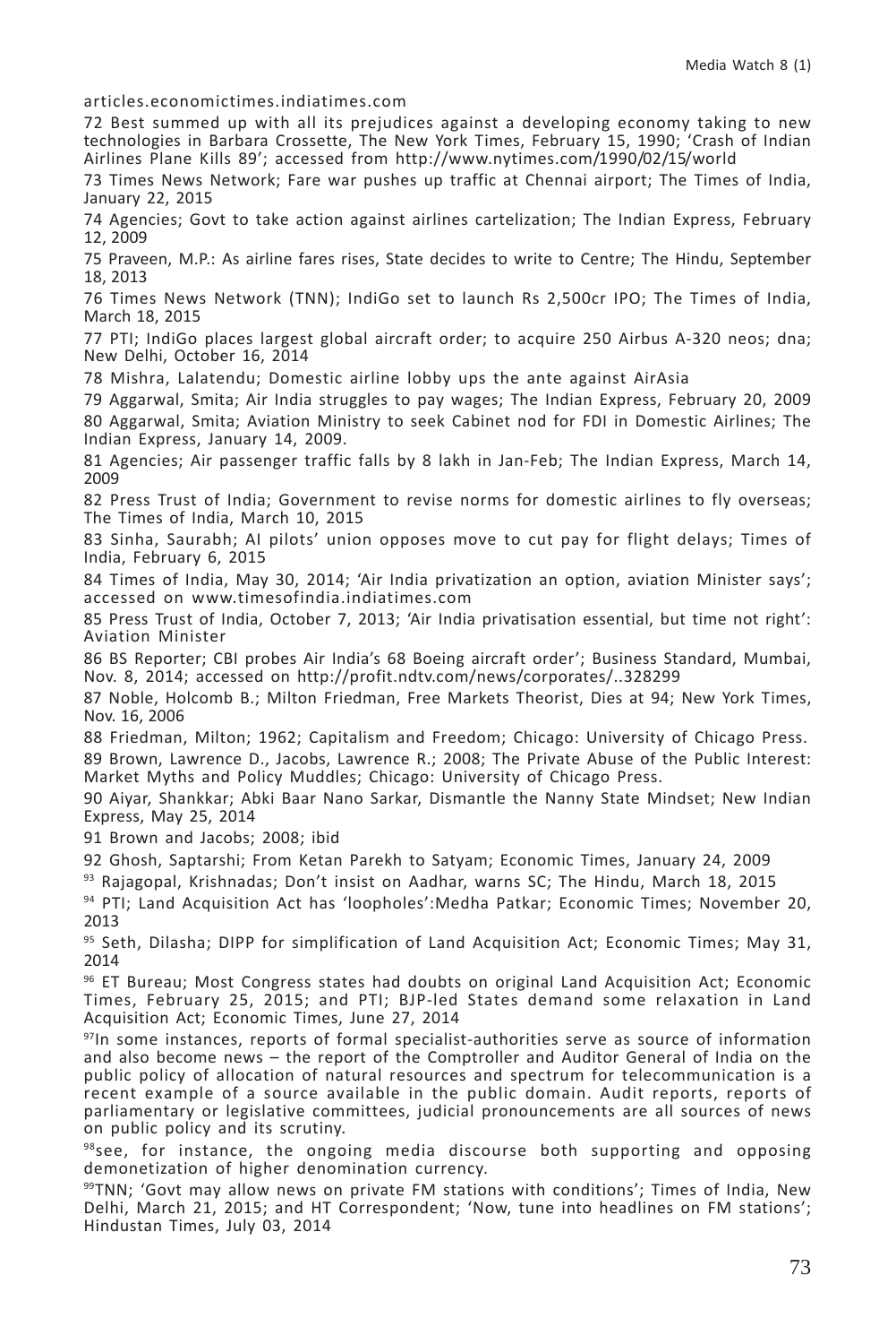articles.economictimes.indiatimes.com

72 Best summed up with all its prejudices against a developing economy taking to new technologies in Barbara Crossette, The New York Times, February 15, 1990; 'Crash of Indian Airlines Plane Kills 89'; accessed from http://www.nytimes.com/1990/02/15/world

73 Times News Network; Fare war pushes up traffic at Chennai airport; The Times of India, January 22, 2015

74 Agencies; Govt to take action against airlines cartelization; The Indian Express, February 12, 2009

75 Praveen, M.P.: As airline fares rises, State decides to write to Centre; The Hindu, September 18, 2013

76 Times News Network (TNN); IndiGo set to launch Rs 2,500cr IPO; The Times of India, March 18, 2015

77 PTI; IndiGo places largest global aircraft order; to acquire 250 Airbus A-320 neos; dna; New Delhi, October 16, 2014

78 Mishra, Lalatendu; Domestic airline lobby ups the ante against AirAsia

79 Aggarwal, Smita; Air India struggles to pay wages; The Indian Express, February 20, 2009

80 Aggarwal, Smita; Aviation Ministry to seek Cabinet nod for FDI in Domestic Airlines; The Indian Express, January 14, 2009.

81 Agencies; Air passenger traffic falls by 8 lakh in Jan-Feb; The Indian Express, March 14, 2009

82 Press Trust of India; Government to revise norms for domestic airlines to fly overseas; The Times of India, March 10, 2015

83 Sinha, Saurabh; AI pilots' union opposes move to cut pay for flight delays; Times of India, February 6, 2015

84 Times of India, May 30, 2014; 'Air India privatization an option, aviation Minister says'; accessed on www.timesofindia.indiatimes.com

85 Press Trust of India, October 7, 2013; 'Air India privatisation essential, but time not right': Aviation Minister

86 BS Reporter; CBI probes Air India's 68 Boeing aircraft order'; Business Standard, Mumbai, Nov. 8, 2014; accessed on http://profit.ndtv.com/news/corporates/..328299

87 Noble, Holcomb B.; Milton Friedman, Free Markets Theorist, Dies at 94; New York Times, Nov. 16, 2006

88 Friedman, Milton; 1962; Capitalism and Freedom; Chicago: University of Chicago Press.

89 Brown, Lawrence D., Jacobs, Lawrence R.; 2008; The Private Abuse of the Public Interest: Market Myths and Policy Muddles; Chicago: University of Chicago Press.

90 Aiyar, Shankkar; Abki Baar Nano Sarkar, Dismantle the Nanny State Mindset; New Indian Express, May 25, 2014

91 Brown and Jacobs; 2008; ibid

92 Ghosh, Saptarshi; From Ketan Parekh to Satyam; Economic Times, January 24, 2009

93 Rajagopal, Krishnadas; Don't insist on Aadhar, warns SC; The Hindu, March 18, 2015

94 PTI; Land Acquisition Act has 'loopholes':Medha Patkar; Economic Times; November 20, 2013

95 Seth, Dilasha; DIPP for simplification of Land Acquisition Act; Economic Times; May 31, 2014

96 ET Bureau; Most Congress states had doubts on original Land Acquisition Act; Economic Times, February 25, 2015; and PTI; BJP-led States demand some relaxation in Land Acquisition Act; Economic Times, June 27, 2014

97 In some instances, reports of formal specialist-authorities serve as source of information and also become news – the report of the Comptroller and Auditor General of India on the public policy of allocation of natural resources and spectrum for telecommunication is a recent example of a source available in the public domain. Audit reports, reports of parliamentary or legislative committees, judicial pronouncements are all sources of news on public policy and its scrutiny.

98 see, for instance, the ongoing media discourse both supporting and opposing demonetization of higher denomination currency.

99 TNN; 'Govt may allow news on private FM stations with conditions'; Times of India, New Delhi, March 21, 2015; and HT Correspondent; 'Now, tune into headlines on FM stations'; Hindustan Times, July 03, 2014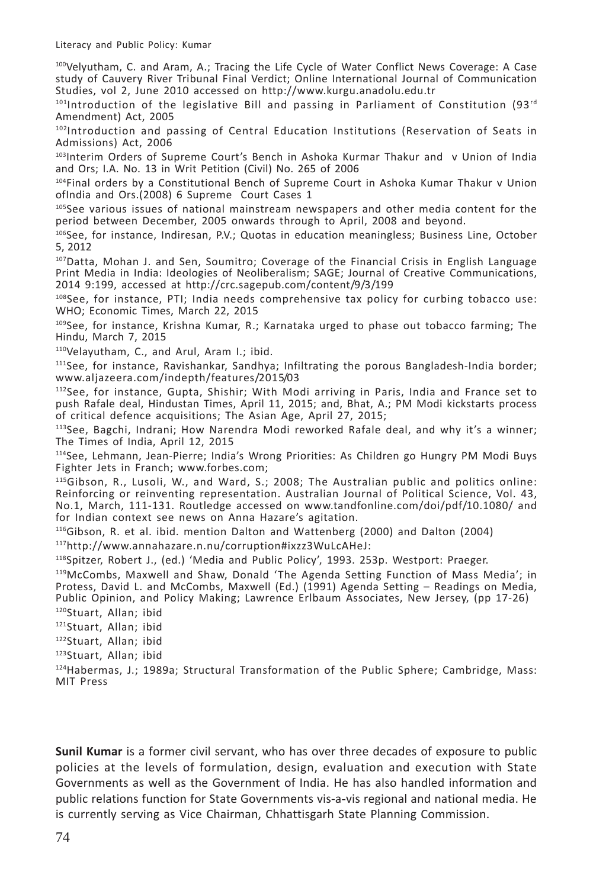[100]Velyutham, C. and Aram, A.; Tracing the Life Cycle of Water Conflict News Coverage: A Case study of Cauvery River Tribunal Final Verdict; Online International Journal of Communication Studies, vol 2, June 2010 accessed on http://www.kurgu.anadolu.edu.tr

[101]Introduction of the legislative Bill and passing in Parliament of Constitution (93rd Amendment) Act, 2005

[102]Introduction and passing of Central Education Institutions (Reservation of Seats in Admissions) Act, 2006

[103]Interim Orders of Supreme Court's Bench in Ashoka Kurmar Thakur and v Union of India and Ors; I.A. No. 13 in Writ Petition (Civil) No. 265 of 2006

[104]Final orders by a Constitutional Bench of Supreme Court in Ashoka Kumar Thakur v Union ofIndia and Ors.(2008) 6 Supreme Court Cases 1

[105]See various issues of national mainstream newspapers and other media content for the period between December, 2005 onwards through to April, 2008 and beyond.

[106]See, for instance, Indiresan, P.V.; Quotas in education meaningless; Business Line, October 5, 2012

[107]Datta, Mohan J. and Sen, Soumitro; Coverage of the Financial Crisis in English Language Print Media in India: Ideologies of Neoliberalism; SAGE; Journal of Creative Communications, 2014 9:199, accessed at http://crc.sagepub.com/content/9/3/199

[108]See, for instance, PTI; India needs comprehensive tax policy for curbing tobacco use: WHO; Economic Times, March 22, 2015

[109]See, for instance, Krishna Kumar, R.; Karnataka urged to phase out tobacco farming; The Hindu, March 7, 2015

[110]Velayutham, C., and Arul, Aram I.; ibid.

[111]See, for instance, Ravishankar, Sandhya; Infiltrating the porous Bangladesh-India border; www.aljazeera.com/indepth/features/2015/03

[112]See, for instance, Gupta, Shishir; With Modi arriving in Paris, India and France set to push Rafale deal, Hindustan Times, April 11, 2015; and, Bhat, A.; PM Modi kickstarts process of critical defence acquisitions; The Asian Age, April 27, 2015;

[113]See, Bagchi, Indrani; How Narendra Modi reworked Rafale deal, and why it's a winner; The Times of India, April 12, 2015

[114]See, Lehmann, Jean-Pierre; India's Wrong Priorities: As Children go Hungry PM Modi Buys Fighter Jets in Franch; www.forbes.com;

[115]Gibson, R., Lusoli, W., and Ward, S.; 2008; The Australian public and politics online: Reinforcing or reinventing representation. Australian Journal of Political Science, Vol. 43, No.1, March, 111-131. Routledge accessed on www.tandfonline.com/doi/pdf/10.1080/ and for Indian context see news on Anna Hazare's agitation.

[116]Gibson, R. et al. ibid. mention Dalton and Wattenberg (2000) and Dalton (2004)

[117]http://www.annahazare.n.nu/corruption#ixzz3WuLcAHeJ:

[118]Spitzer, Robert J., (ed.) 'Media and Public Policy', 1993. 253p. Westport: Praeger.

[119]McCombs, Maxwell and Shaw, Donald 'The Agenda Setting Function of Mass Media'; in Protess, David L. and McCombs, Maxwell (Ed.) (1991) Agenda Setting – Readings on Media, Public Opinion, and Policy Making; Lawrence Erlbaum Associates, New Jersey, (pp 17-26)

[120]Stuart, Allan; ibid

[121]Stuart, Allan; ibid

[122]Stuart, Allan; ibid

[123]Stuart, Allan; ibid

[124]Habermas, J.; 1989a; Structural Transformation of the Public Sphere; Cambridge, Mass: MIT Press

**Sunil Kumar** is a former civil servant, who has over three decades of exposure to public policies at the levels of formulation, design, evaluation and execution with State Governments as well as the Government of India. He has also handled information and public relations function for State Governments vis-a-vis regional and national media. He is currently serving as Vice Chairman, Chhattisgarh State Planning Commission.